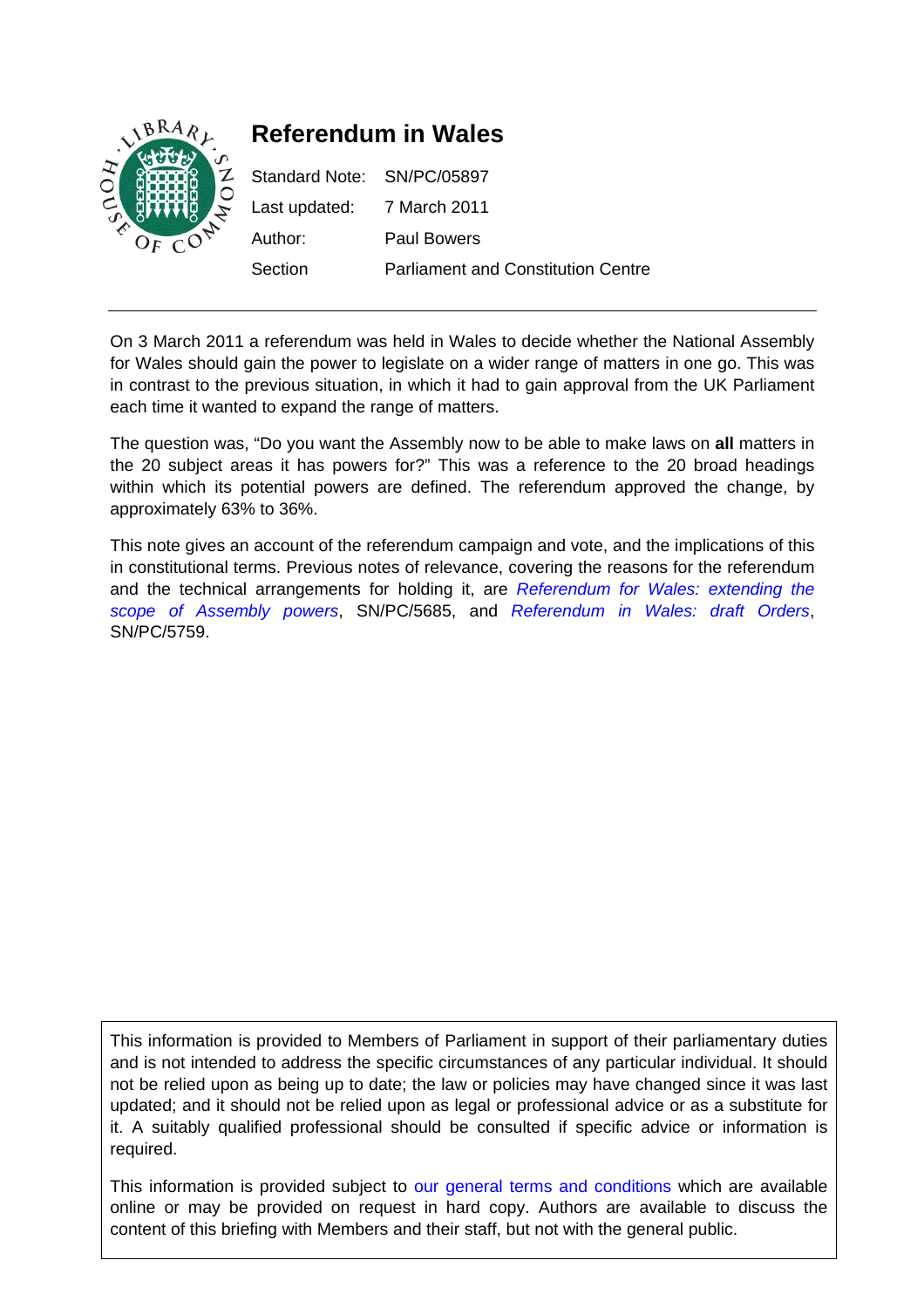# Referendum in Wales

| | |
|---|---|
| Standard Note: | SN/PC/05897 |
| Last updated: | 7 March 2011 |
| Author: | Paul Bowers |
| Section | Parliament and Constitution Centre |

On 3 March 2011 a referendum was held in Wales to decide whether the National Assembly for Wales should gain the power to legislate on a wider range of matters in one go. This was in contrast to the previous situation, in which it had to gain approval from the UK Parliament each time it wanted to expand the range of matters.

The question was, "Do you want the Assembly now to be able to make laws on **all** matters in the 20 subject areas it has powers for?" This was a reference to the 20 broad headings within which its potential powers are defined. The referendum approved the change, by approximately 63% to 36%.

This note gives an account of the referendum campaign and vote, and the implications of this in constitutional terms. Previous notes of relevance, covering the reasons for the referendum and the technical arrangements for holding it, are *Referendum for Wales: extending the scope of Assembly powers*, SN/PC/5685, and *Referendum in Wales: draft Orders*, SN/PC/5759.

This information is provided to Members of Parliament in support of their parliamentary duties and is not intended to address the specific circumstances of any particular individual. It should not be relied upon as being up to date; the law or policies may have changed since it was last updated; and it should not be relied upon as legal or professional advice or as a substitute for it. A suitably qualified professional should be consulted if specific advice or information is required.

This information is provided subject to our general terms and conditions which are available online or may be provided on request in hard copy. Authors are available to discuss the content of this briefing with Members and their staff, but not with the general public.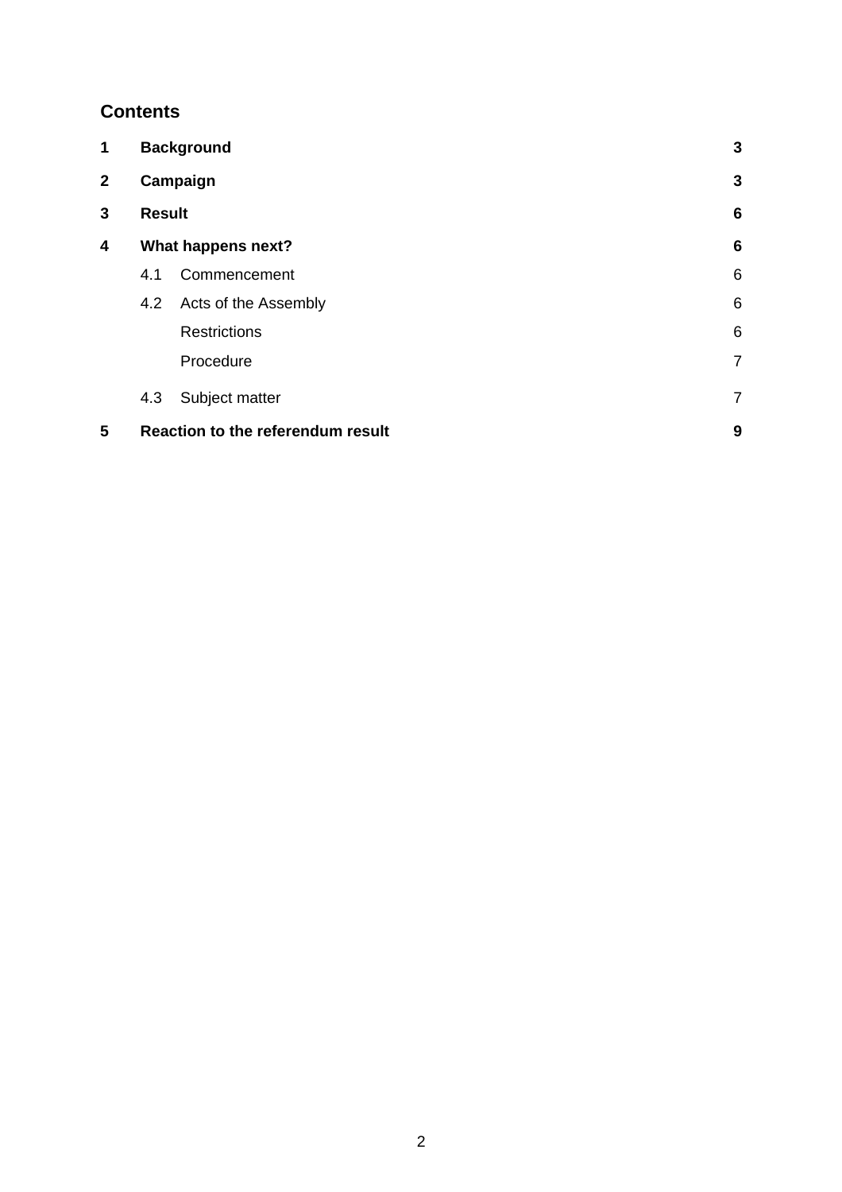## Contents

| | | | |
|---|---|---|---|
| **1** | **Background** | | **3** |
| **2** | **Campaign** | | **3** |
| **3** | **Result** | | **6** |
| **4** | **What happens next?** | | **6** |
| | 4.1 | Commencement | 6 |
| | 4.2 | Acts of the Assembly | 6 |
| | | Restrictions | 6 |
| | | Procedure | 7 |
| | 4.3 | Subject matter | 7 |
| **5** | **Reaction to the referendum result** | | **9** |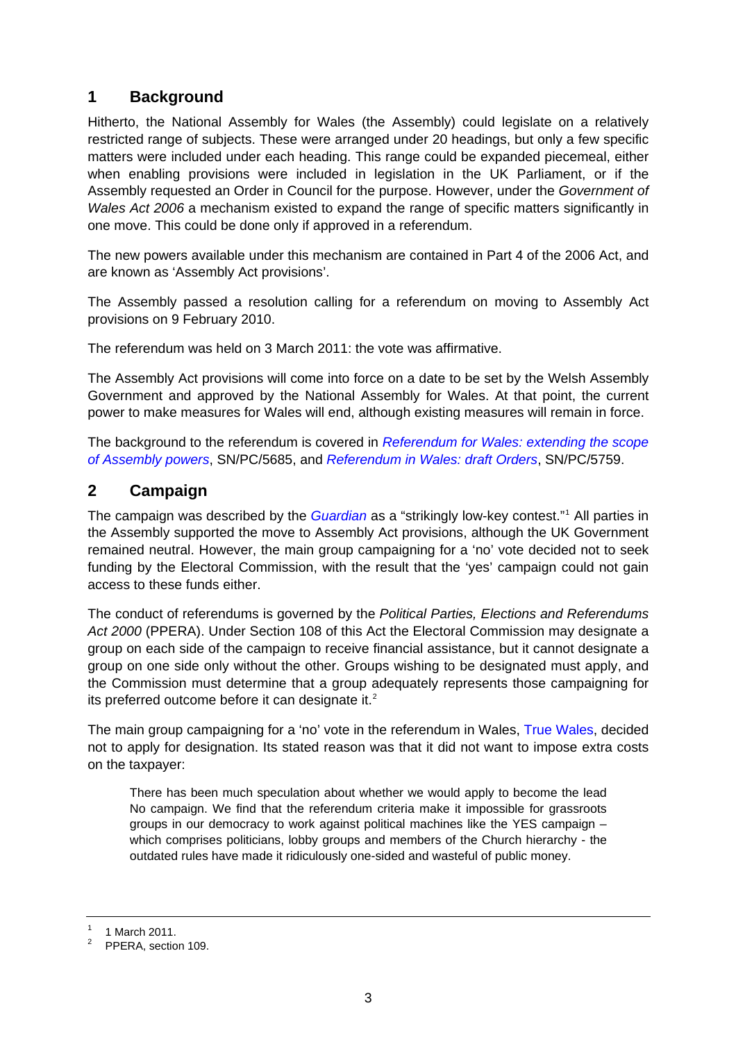## 1 Background

Hitherto, the National Assembly for Wales (the Assembly) could legislate on a relatively restricted range of subjects. These were arranged under 20 headings, but only a few specific matters were included under each heading. This range could be expanded piecemeal, either when enabling provisions were included in legislation in the UK Parliament, or if the Assembly requested an Order in Council for the purpose. However, under the *Government of Wales Act 2006* a mechanism existed to expand the range of specific matters significantly in one move. This could be done only if approved in a referendum.

The new powers available under this mechanism are contained in Part 4 of the 2006 Act, and are known as 'Assembly Act provisions'.

The Assembly passed a resolution calling for a referendum on moving to Assembly Act provisions on 9 February 2010.

The referendum was held on 3 March 2011: the vote was affirmative.

The Assembly Act provisions will come into force on a date to be set by the Welsh Assembly Government and approved by the National Assembly for Wales. At that point, the current power to make measures for Wales will end, although existing measures will remain in force.

The background to the referendum is covered in *Referendum for Wales: extending the scope of Assembly powers*, SN/PC/5685, and *Referendum in Wales: draft Orders*, SN/PC/5759.

## 2 Campaign

The campaign was described by the *Guardian* as a "strikingly low-key contest."[1] All parties in the Assembly supported the move to Assembly Act provisions, although the UK Government remained neutral. However, the main group campaigning for a 'no' vote decided not to seek funding by the Electoral Commission, with the result that the 'yes' campaign could not gain access to these funds either.

The conduct of referendums is governed by the *Political Parties, Elections and Referendums Act 2000* (PPERA). Under Section 108 of this Act the Electoral Commission may designate a group on each side of the campaign to receive financial assistance, but it cannot designate a group on one side only without the other. Groups wishing to be designated must apply, and the Commission must determine that a group adequately represents those campaigning for its preferred outcome before it can designate it.[2]

The main group campaigning for a 'no' vote in the referendum in Wales, True Wales, decided not to apply for designation. Its stated reason was that it did not want to impose extra costs on the taxpayer:

> There has been much speculation about whether we would apply to become the lead No campaign. We find that the referendum criteria make it impossible for grassroots groups in our democracy to work against political machines like the YES campaign – which comprises politicians, lobby groups and members of the Church hierarchy - the outdated rules have made it ridiculously one-sided and wasteful of public money.

---

[1] 1 March 2011.

[2] PPERA, section 109.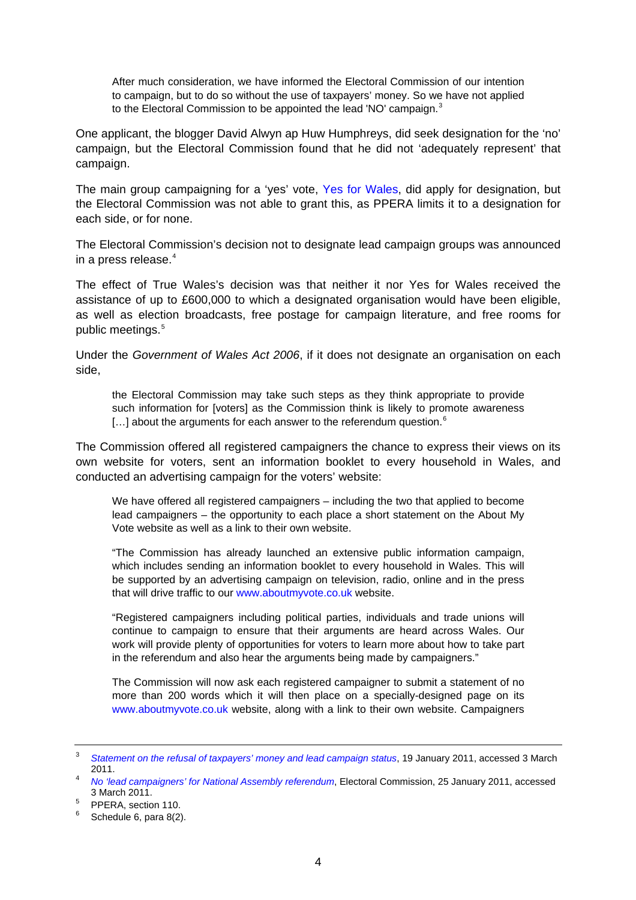> After much consideration, we have informed the Electoral Commission of our intention to campaign, but to do so without the use of taxpayers' money. So we have not applied to the Electoral Commission to be appointed the lead 'NO' campaign.[3]

One applicant, the blogger David Alwyn ap Huw Humphreys, did seek designation for the 'no' campaign, but the Electoral Commission found that he did not 'adequately represent' that campaign.

The main group campaigning for a 'yes' vote, Yes for Wales, did apply for designation, but the Electoral Commission was not able to grant this, as PPERA limits it to a designation for each side, or for none.

The Electoral Commission's decision not to designate lead campaign groups was announced in a press release.[4]

The effect of True Wales's decision was that neither it nor Yes for Wales received the assistance of up to £600,000 to which a designated organisation would have been eligible, as well as election broadcasts, free postage for campaign literature, and free rooms for public meetings.[5]

Under the *Government of Wales Act 2006*, if it does not designate an organisation on each side,

> the Electoral Commission may take such steps as they think appropriate to provide such information for [voters] as the Commission think is likely to promote awareness […] about the arguments for each answer to the referendum question.[6]

The Commission offered all registered campaigners the chance to express their views on its own website for voters, sent an information booklet to every household in Wales, and conducted an advertising campaign for the voters' website:

> We have offered all registered campaigners – including the two that applied to become lead campaigners – the opportunity to each place a short statement on the About My Vote website as well as a link to their own website.
>
> "The Commission has already launched an extensive public information campaign, which includes sending an information booklet to every household in Wales. This will be supported by an advertising campaign on television, radio, online and in the press that will drive traffic to our www.aboutmyvote.co.uk website.
>
> "Registered campaigners including political parties, individuals and trade unions will continue to campaign to ensure that their arguments are heard across Wales. Our work will provide plenty of opportunities for voters to learn more about how to take part in the referendum and also hear the arguments being made by campaigners."
>
> The Commission will now ask each registered campaigner to submit a statement of no more than 200 words which it will then place on a specially-designed page on its www.aboutmyvote.co.uk website, along with a link to their own website. Campaigners

---

[3] *Statement on the refusal of taxpayers' money and lead campaign status*, 19 January 2011, accessed 3 March 2011.

[4] *No 'lead campaigners' for National Assembly referendum*, Electoral Commission, 25 January 2011, accessed 3 March 2011.

[5] PPERA, section 110.

[6] Schedule 6, para 8(2).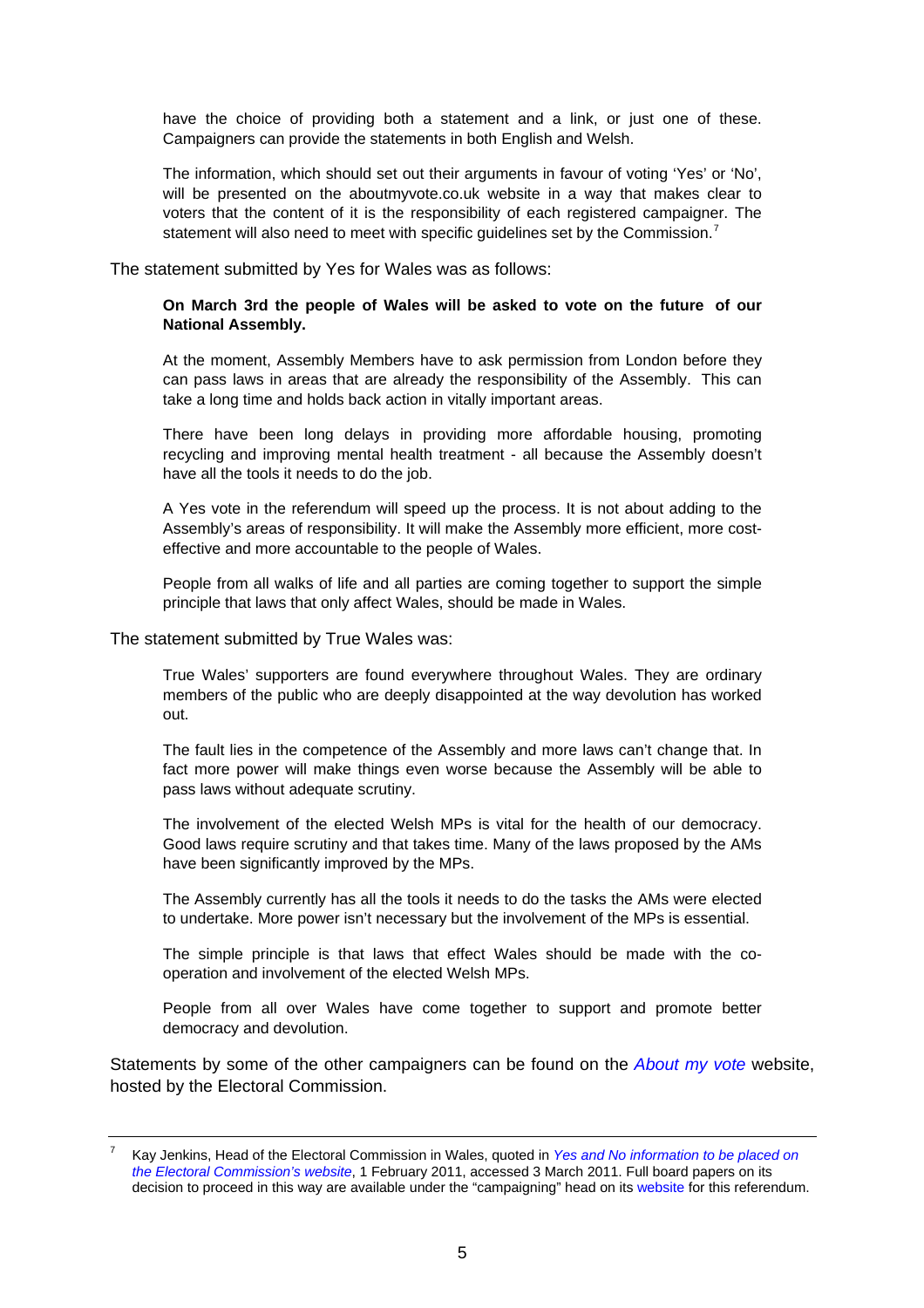have the choice of providing both a statement and a link, or just one of these. Campaigners can provide the statements in both English and Welsh.

The information, which should set out their arguments in favour of voting 'Yes' or 'No', will be presented on the aboutmyvote.co.uk website in a way that makes clear to voters that the content of it is the responsibility of each registered campaigner. The statement will also need to meet with specific guidelines set by the Commission.[7]

The statement submitted by Yes for Wales was as follows:

> **On March 3rd the people of Wales will be asked to vote on the future of our National Assembly.**
>
> At the moment, Assembly Members have to ask permission from London before they can pass laws in areas that are already the responsibility of the Assembly. This can take a long time and holds back action in vitally important areas.
>
> There have been long delays in providing more affordable housing, promoting recycling and improving mental health treatment - all because the Assembly doesn't have all the tools it needs to do the job.
>
> A Yes vote in the referendum will speed up the process. It is not about adding to the Assembly's areas of responsibility. It will make the Assembly more efficient, more cost-effective and more accountable to the people of Wales.
>
> People from all walks of life and all parties are coming together to support the simple principle that laws that only affect Wales, should be made in Wales.

The statement submitted by True Wales was:

> True Wales' supporters are found everywhere throughout Wales. They are ordinary members of the public who are deeply disappointed at the way devolution has worked out.
>
> The fault lies in the competence of the Assembly and more laws can't change that. In fact more power will make things even worse because the Assembly will be able to pass laws without adequate scrutiny.
>
> The involvement of the elected Welsh MPs is vital for the health of our democracy. Good laws require scrutiny and that takes time. Many of the laws proposed by the AMs have been significantly improved by the MPs.
>
> The Assembly currently has all the tools it needs to do the tasks the AMs were elected to undertake. More power isn't necessary but the involvement of the MPs is essential.
>
> The simple principle is that laws that effect Wales should be made with the co-operation and involvement of the elected Welsh MPs.
>
> People from all over Wales have come together to support and promote better democracy and devolution.

Statements by some of the other campaigners can be found on the *About my vote* website, hosted by the Electoral Commission.

---

[7] Kay Jenkins, Head of the Electoral Commission in Wales, quoted in *Yes and No information to be placed on the Electoral Commission's website*, 1 February 2011, accessed 3 March 2011. Full board papers on its decision to proceed in this way are available under the "campaigning" head on its website for this referendum.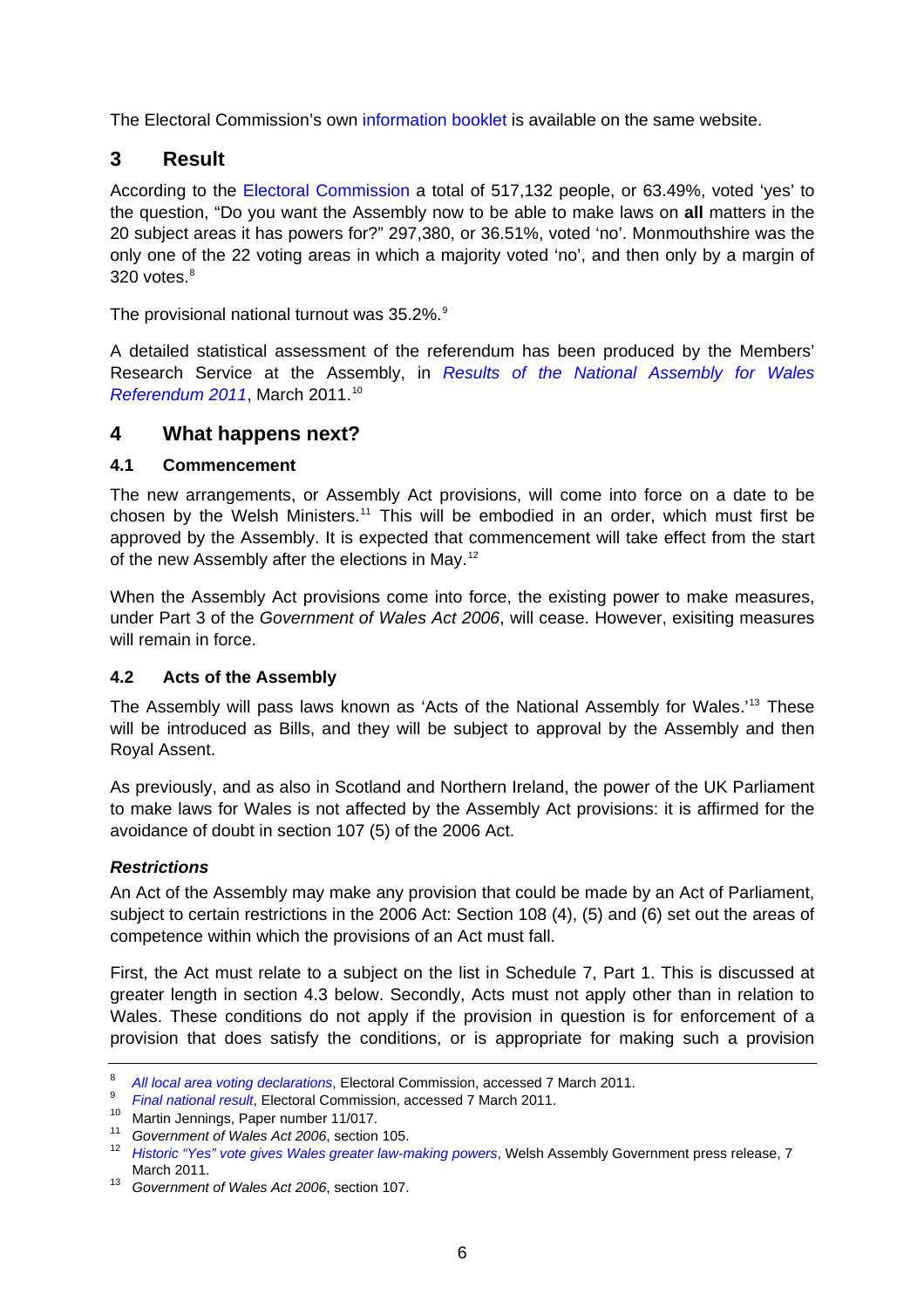The Electoral Commission's own information booklet is available on the same website.

# 3 Result

According to the Electoral Commission a total of 517,132 people, or 63.49%, voted 'yes' to the question, "Do you want the Assembly now to be able to make laws on **all** matters in the 20 subject areas it has powers for?" 297,380, or 36.51%, voted 'no'. Monmouthshire was the only one of the 22 voting areas in which a majority voted 'no', and then only by a margin of 320 votes.[8]

The provisional national turnout was 35.2%.[9]

A detailed statistical assessment of the referendum has been produced by the Members' Research Service at the Assembly, in *Results of the National Assembly for Wales Referendum 2011*, March 2011.[10]

# 4 What happens next?

## 4.1 Commencement

The new arrangements, or Assembly Act provisions, will come into force on a date to be chosen by the Welsh Ministers.[11] This will be embodied in an order, which must first be approved by the Assembly. It is expected that commencement will take effect from the start of the new Assembly after the elections in May.[12]

When the Assembly Act provisions come into force, the existing power to make measures, under Part 3 of the *Government of Wales Act 2006*, will cease. However, exisiting measures will remain in force.

## 4.2 Acts of the Assembly

The Assembly will pass laws known as 'Acts of the National Assembly for Wales.'[13] These will be introduced as Bills, and they will be subject to approval by the Assembly and then Royal Assent.

As previously, and as also in Scotland and Northern Ireland, the power of the UK Parliament to make laws for Wales is not affected by the Assembly Act provisions: it is affirmed for the avoidance of doubt in section 107 (5) of the 2006 Act.

### *Restrictions*

An Act of the Assembly may make any provision that could be made by an Act of Parliament, subject to certain restrictions in the 2006 Act: Section 108 (4), (5) and (6) set out the areas of competence within which the provisions of an Act must fall.

First, the Act must relate to a subject on the list in Schedule 7, Part 1. This is discussed at greater length in section 4.3 below. Secondly, Acts must not apply other than in relation to Wales. These conditions do not apply if the provision in question is for enforcement of a provision that does satisfy the conditions, or is appropriate for making such a provision

---

[8] *All local area voting declarations*, Electoral Commission, accessed 7 March 2011.

[9] *Final national result*, Electoral Commission, accessed 7 March 2011.

[10] Martin Jennings, Paper number 11/017.

[11] *Government of Wales Act 2006*, section 105.

[12] *Historic "Yes" vote gives Wales greater law-making powers*, Welsh Assembly Government press release, 7 March 2011.

[13] *Government of Wales Act 2006*, section 107.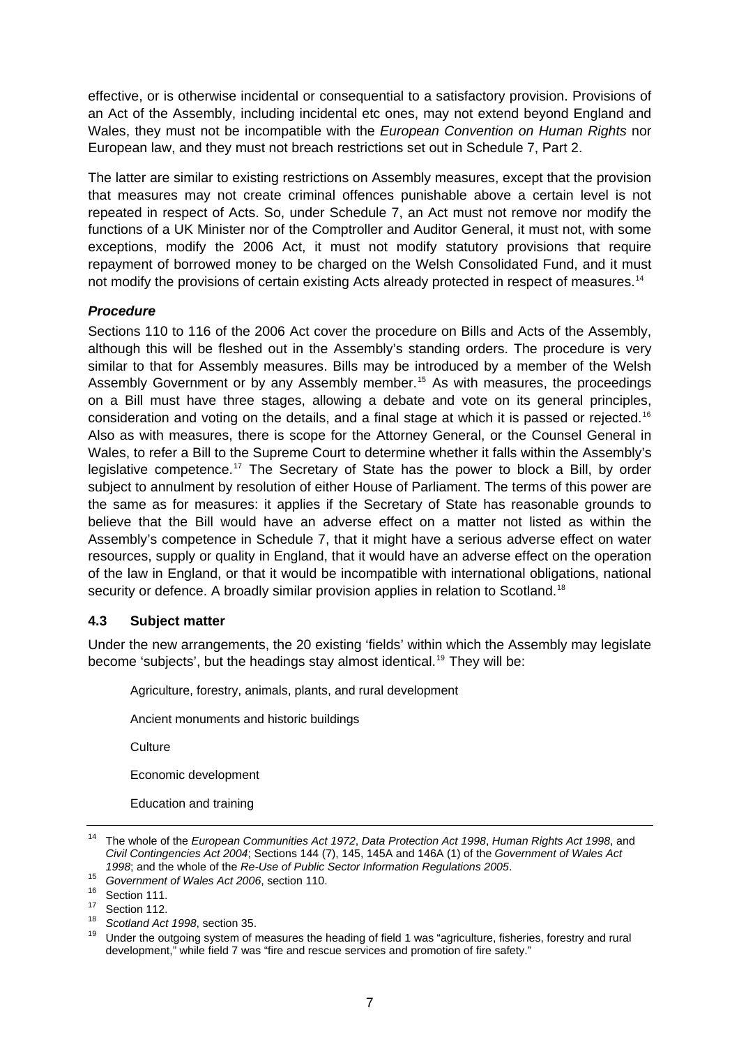effective, or is otherwise incidental or consequential to a satisfactory provision. Provisions of an Act of the Assembly, including incidental etc ones, may not extend beyond England and Wales, they must not be incompatible with the *European Convention on Human Rights* nor European law, and they must not breach restrictions set out in Schedule 7, Part 2.

The latter are similar to existing restrictions on Assembly measures, except that the provision that measures may not create criminal offences punishable above a certain level is not repeated in respect of Acts. So, under Schedule 7, an Act must not remove nor modify the functions of a UK Minister nor of the Comptroller and Auditor General, it must not, with some exceptions, modify the 2006 Act, it must not modify statutory provisions that require repayment of borrowed money to be charged on the Welsh Consolidated Fund, and it must not modify the provisions of certain existing Acts already protected in respect of measures.[14]

### *Procedure*

Sections 110 to 116 of the 2006 Act cover the procedure on Bills and Acts of the Assembly, although this will be fleshed out in the Assembly's standing orders. The procedure is very similar to that for Assembly measures. Bills may be introduced by a member of the Welsh Assembly Government or by any Assembly member.[15] As with measures, the proceedings on a Bill must have three stages, allowing a debate and vote on its general principles, consideration and voting on the details, and a final stage at which it is passed or rejected.[16] Also as with measures, there is scope for the Attorney General, or the Counsel General in Wales, to refer a Bill to the Supreme Court to determine whether it falls within the Assembly's legislative competence.[17] The Secretary of State has the power to block a Bill, by order subject to annulment by resolution of either House of Parliament. The terms of this power are the same as for measures: it applies if the Secretary of State has reasonable grounds to believe that the Bill would have an adverse effect on a matter not listed as within the Assembly's competence in Schedule 7, that it might have a serious adverse effect on water resources, supply or quality in England, that it would have an adverse effect on the operation of the law in England, or that it would be incompatible with international obligations, national security or defence. A broadly similar provision applies in relation to Scotland.[18]

## 4.3 Subject matter

Under the new arrangements, the 20 existing 'fields' within which the Assembly may legislate become 'subjects', but the headings stay almost identical.[19] They will be:

Agriculture, forestry, animals, plants, and rural development

Ancient monuments and historic buildings

Culture

Economic development

Education and training

---

[14] The whole of the *European Communities Act 1972*, *Data Protection Act 1998*, *Human Rights Act 1998*, and *Civil Contingencies Act 2004*; Sections 144 (7), 145, 145A and 146A (1) of the *Government of Wales Act 1998*; and the whole of the *Re-Use of Public Sector Information Regulations 2005*.

[15] *Government of Wales Act 2006*, section 110.

[16] Section 111.

[17] Section 112.

[18] *Scotland Act 1998*, section 35.

[19] Under the outgoing system of measures the heading of field 1 was "agriculture, fisheries, forestry and rural development," while field 7 was "fire and rescue services and promotion of fire safety."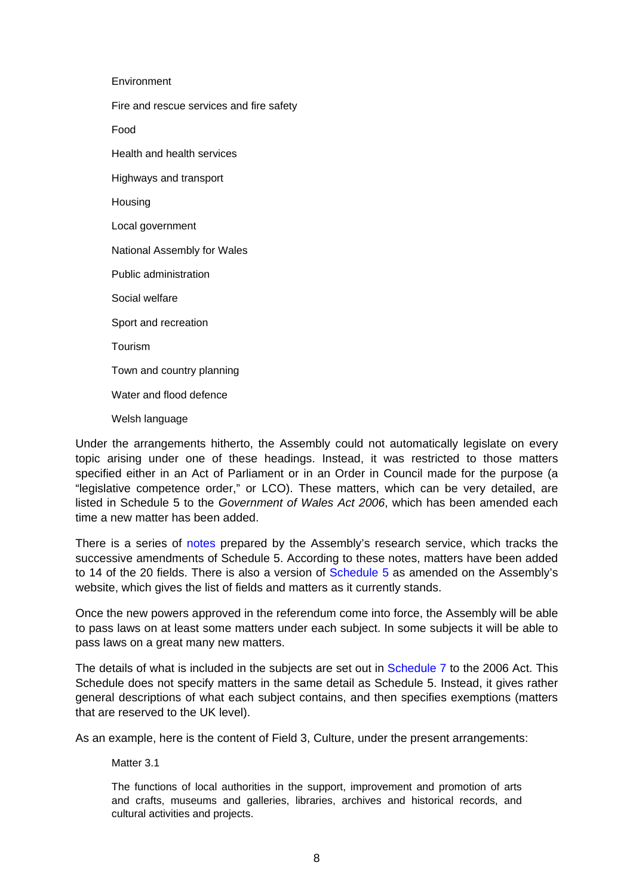Environment

Fire and rescue services and fire safety

Food

Health and health services

Highways and transport

Housing

Local government

National Assembly for Wales

Public administration

Social welfare

Sport and recreation

Tourism

Town and country planning

Water and flood defence

Welsh language

Under the arrangements hitherto, the Assembly could not automatically legislate on every topic arising under one of these headings. Instead, it was restricted to those matters specified either in an Act of Parliament or in an Order in Council made for the purpose (a "legislative competence order," or LCO). These matters, which can be very detailed, are listed in Schedule 5 to the *Government of Wales Act 2006*, which has been amended each time a new matter has been added.

There is a series of notes prepared by the Assembly's research service, which tracks the successive amendments of Schedule 5. According to these notes, matters have been added to 14 of the 20 fields. There is also a version of Schedule 5 as amended on the Assembly's website, which gives the list of fields and matters as it currently stands.

Once the new powers approved in the referendum come into force, the Assembly will be able to pass laws on at least some matters under each subject. In some subjects it will be able to pass laws on a great many new matters.

The details of what is included in the subjects are set out in Schedule 7 to the 2006 Act. This Schedule does not specify matters in the same detail as Schedule 5. Instead, it gives rather general descriptions of what each subject contains, and then specifies exemptions (matters that are reserved to the UK level).

As an example, here is the content of Field 3, Culture, under the present arrangements:

> Matter 3.1
>
> The functions of local authorities in the support, improvement and promotion of arts and crafts, museums and galleries, libraries, archives and historical records, and cultural activities and projects.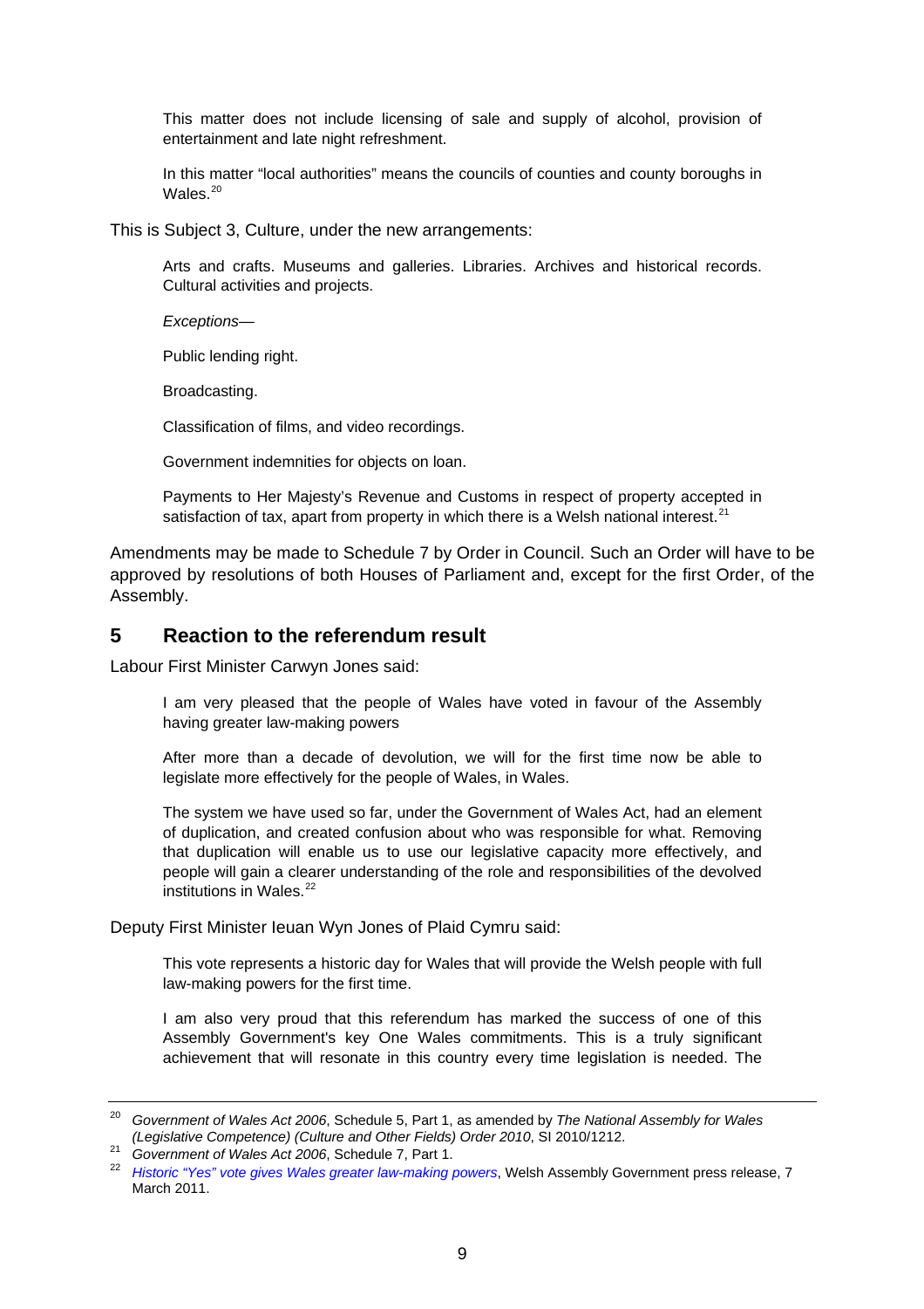> This matter does not include licensing of sale and supply of alcohol, provision of entertainment and late night refreshment.
>
> In this matter "local authorities" means the councils of counties and county boroughs in Wales.[20]

This is Subject 3, Culture, under the new arrangements:

> Arts and crafts. Museums and galleries. Libraries. Archives and historical records. Cultural activities and projects.
>
> *Exceptions—*
>
> Public lending right.
>
> Broadcasting.
>
> Classification of films, and video recordings.
>
> Government indemnities for objects on loan.
>
> Payments to Her Majesty's Revenue and Customs in respect of property accepted in satisfaction of tax, apart from property in which there is a Welsh national interest.[21]

Amendments may be made to Schedule 7 by Order in Council. Such an Order will have to be approved by resolutions of both Houses of Parliament and, except for the first Order, of the Assembly.

## 5 Reaction to the referendum result

Labour First Minister Carwyn Jones said:

> I am very pleased that the people of Wales have voted in favour of the Assembly having greater law-making powers
>
> After more than a decade of devolution, we will for the first time now be able to legislate more effectively for the people of Wales, in Wales.
>
> The system we have used so far, under the Government of Wales Act, had an element of duplication, and created confusion about who was responsible for what. Removing that duplication will enable us to use our legislative capacity more effectively, and people will gain a clearer understanding of the role and responsibilities of the devolved institutions in Wales.[22]

Deputy First Minister Ieuan Wyn Jones of Plaid Cymru said:

> This vote represents a historic day for Wales that will provide the Welsh people with full law-making powers for the first time.
>
> I am also very proud that this referendum has marked the success of one of this Assembly Government's key One Wales commitments. This is a truly significant achievement that will resonate in this country every time legislation is needed. The

---

[20] *Government of Wales Act 2006*, Schedule 5, Part 1, as amended by *The National Assembly for Wales (Legislative Competence) (Culture and Other Fields) Order 2010*, SI 2010/1212.

[21] *Government of Wales Act 2006*, Schedule 7, Part 1.

[22] *Historic "Yes" vote gives Wales greater law-making powers*, Welsh Assembly Government press release, 7 March 2011.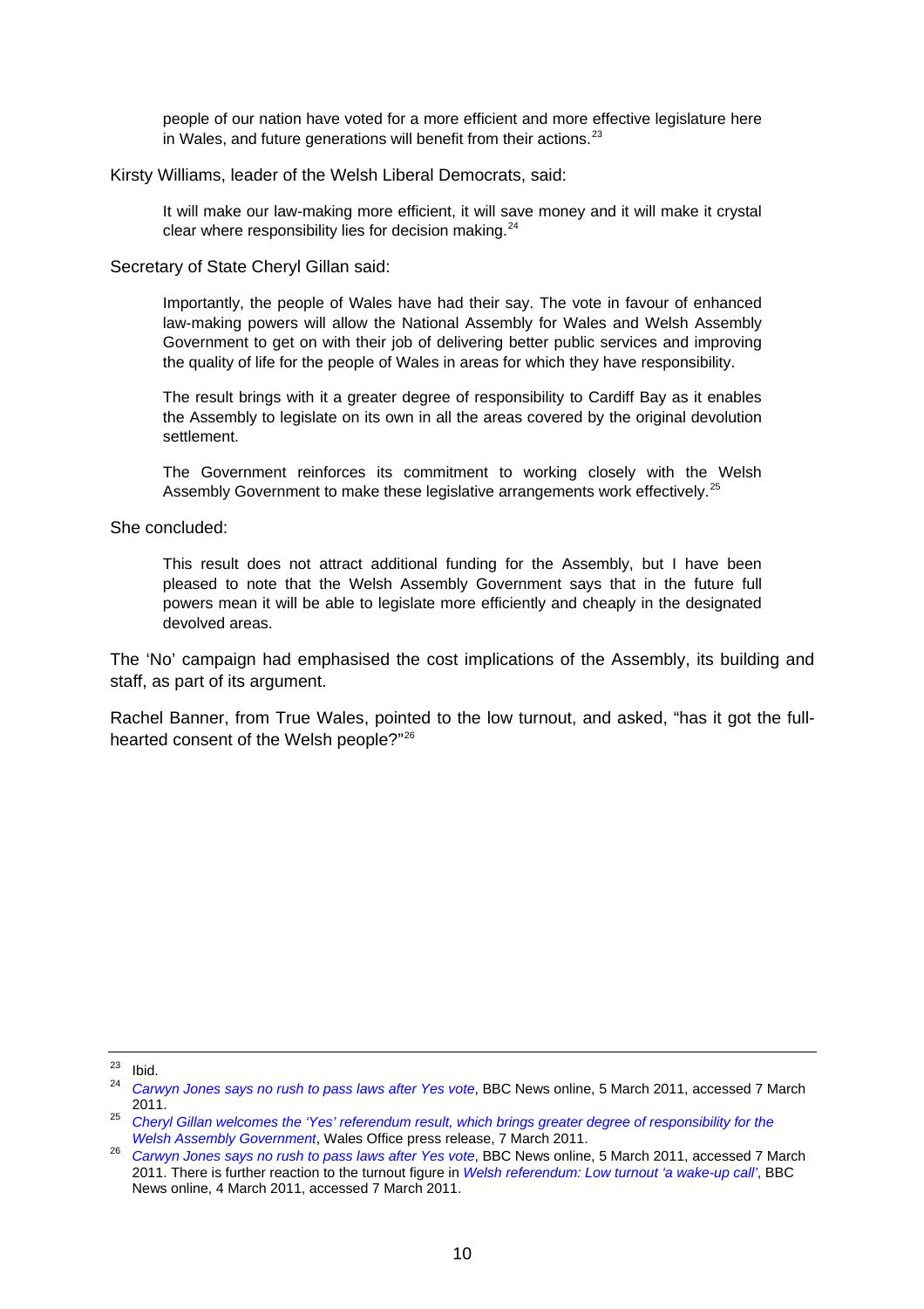> people of our nation have voted for a more efficient and more effective legislature here in Wales, and future generations will benefit from their actions.[23]

Kirsty Williams, leader of the Welsh Liberal Democrats, said:

> It will make our law-making more efficient, it will save money and it will make it crystal clear where responsibility lies for decision making.[24]

Secretary of State Cheryl Gillan said:

> Importantly, the people of Wales have had their say. The vote in favour of enhanced law-making powers will allow the National Assembly for Wales and Welsh Assembly Government to get on with their job of delivering better public services and improving the quality of life for the people of Wales in areas for which they have responsibility.
>
> The result brings with it a greater degree of responsibility to Cardiff Bay as it enables the Assembly to legislate on its own in all the areas covered by the original devolution settlement.
>
> The Government reinforces its commitment to working closely with the Welsh Assembly Government to make these legislative arrangements work effectively.[25]

She concluded:

> This result does not attract additional funding for the Assembly, but I have been pleased to note that the Welsh Assembly Government says that in the future full powers mean it will be able to legislate more efficiently and cheaply in the designated devolved areas.

The 'No' campaign had emphasised the cost implications of the Assembly, its building and staff, as part of its argument.

Rachel Banner, from True Wales, pointed to the low turnout, and asked, "has it got the full-hearted consent of the Welsh people?"[26]

---

[23] Ibid.

[24] *Carwyn Jones says no rush to pass laws after Yes vote*, BBC News online, 5 March 2011, accessed 7 March 2011.

[25] *Cheryl Gillan welcomes the 'Yes' referendum result, which brings greater degree of responsibility for the Welsh Assembly Government*, Wales Office press release, 7 March 2011.

[26] *Carwyn Jones says no rush to pass laws after Yes vote*, BBC News online, 5 March 2011, accessed 7 March 2011. There is further reaction to the turnout figure in *Welsh referendum: Low turnout 'a wake-up call'*, BBC News online, 4 March 2011, accessed 7 March 2011.